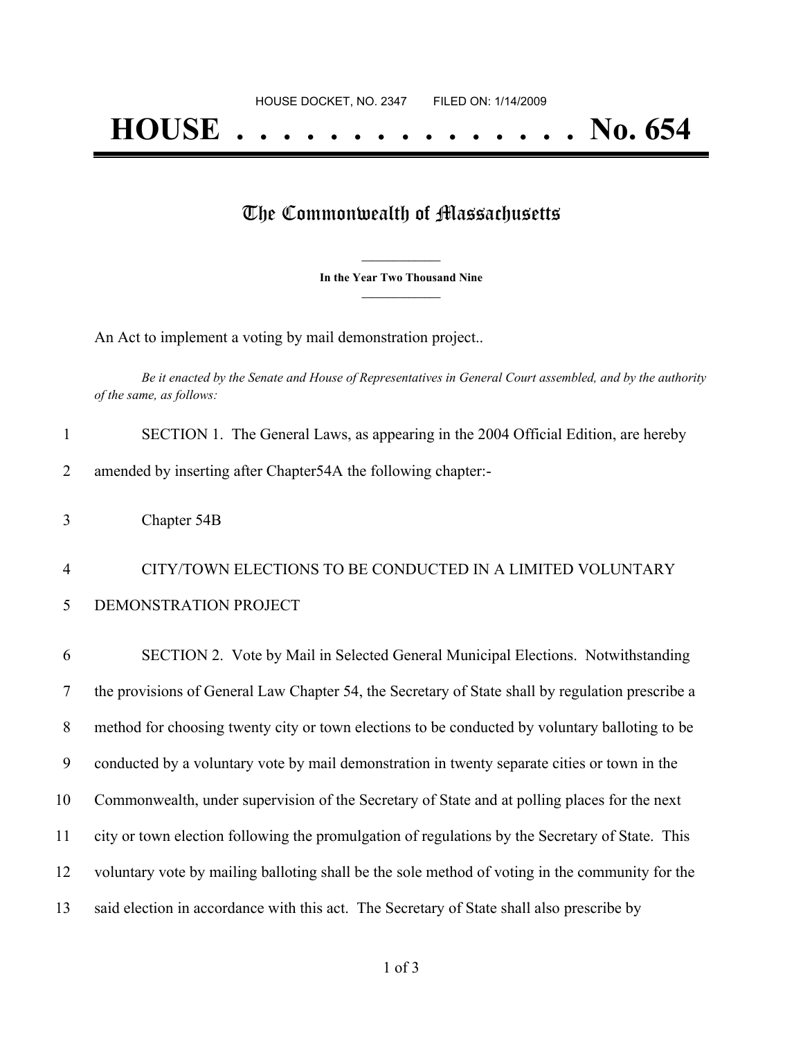HOUSE DOCKET, NO. 2347        FILED ON: 1/14/2009

# HOUSE . . . . . . . . . . . . . . . No. 654

## The Commonwealth of Massachusetts

**In the Year Two Thousand Nine**

An Act to implement a voting by mail demonstration project..

*Be it enacted by the Senate and House of Representatives in General Court assembled, and by the authority of the same, as follows:*

1 SECTION 1. The General Laws, as appearing in the 2004 Official Edition, are hereby
2 amended by inserting after Chapter54A the following chapter:-

3 Chapter 54B

4 CITY/TOWN ELECTIONS TO BE CONDUCTED IN A LIMITED VOLUNTARY
5 DEMONSTRATION PROJECT

6 SECTION 2. Vote by Mail in Selected General Municipal Elections. Notwithstanding
7 the provisions of General Law Chapter 54, the Secretary of State shall by regulation prescribe a
8 method for choosing twenty city or town elections to be conducted by voluntary balloting to be
9 conducted by a voluntary vote by mail demonstration in twenty separate cities or town in the
10 Commonwealth, under supervision of the Secretary of State and at polling places for the next
11 city or town election following the promulgation of regulations by the Secretary of State. This
12 voluntary vote by mailing balloting shall be the sole method of voting in the community for the
13 said election in accordance with this act. The Secretary of State shall also prescribe by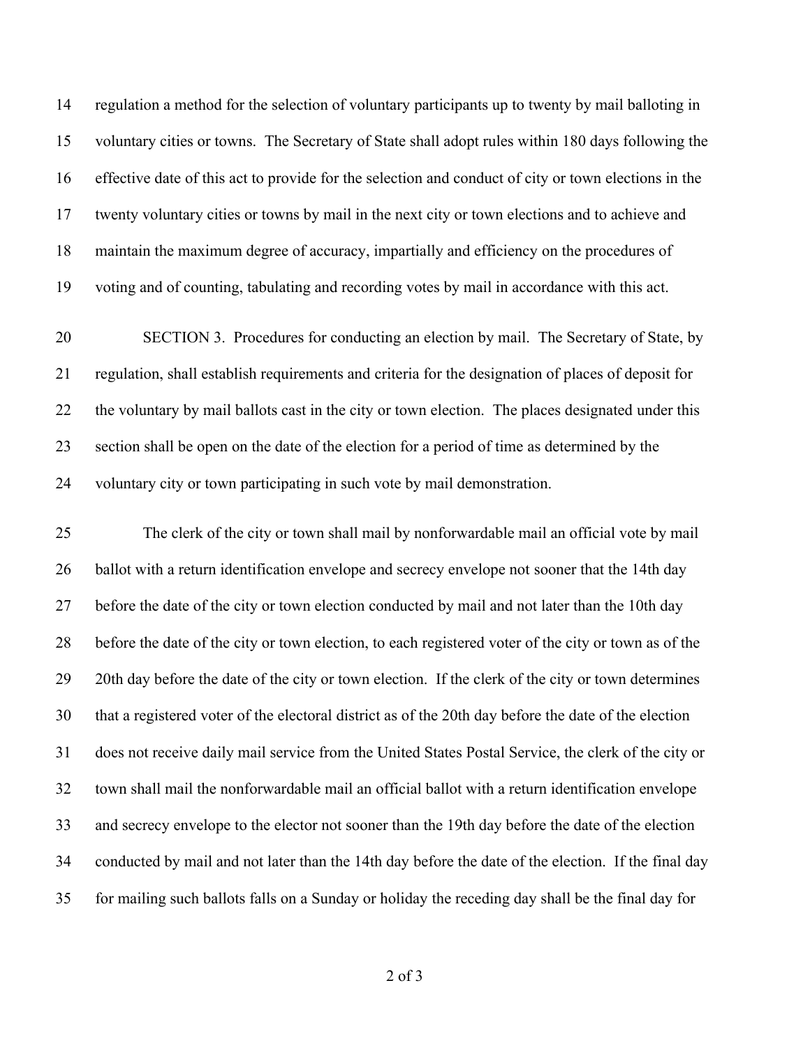regulation a method for the selection of voluntary participants up to twenty by mail balloting in voluntary cities or towns. The Secretary of State shall adopt rules within 180 days following the effective date of this act to provide for the selection and conduct of city or town elections in the twenty voluntary cities or towns by mail in the next city or town elections and to achieve and maintain the maximum degree of accuracy, impartially and efficiency on the procedures of voting and of counting, tabulating and recording votes by mail in accordance with this act.

SECTION 3. Procedures for conducting an election by mail. The Secretary of State, by regulation, shall establish requirements and criteria for the designation of places of deposit for the voluntary by mail ballots cast in the city or town election. The places designated under this section shall be open on the date of the election for a period of time as determined by the voluntary city or town participating in such vote by mail demonstration.

The clerk of the city or town shall mail by nonforwardable mail an official vote by mail ballot with a return identification envelope and secrecy envelope not sooner that the 14th day before the date of the city or town election conducted by mail and not later than the 10th day before the date of the city or town election, to each registered voter of the city or town as of the 20th day before the date of the city or town election. If the clerk of the city or town determines that a registered voter of the electoral district as of the 20th day before the date of the election does not receive daily mail service from the United States Postal Service, the clerk of the city or town shall mail the nonforwardable mail an official ballot with a return identification envelope and secrecy envelope to the elector not sooner than the 19th day before the date of the election conducted by mail and not later than the 14th day before the date of the election. If the final day for mailing such ballots falls on a Sunday or holiday the receding day shall be the final day for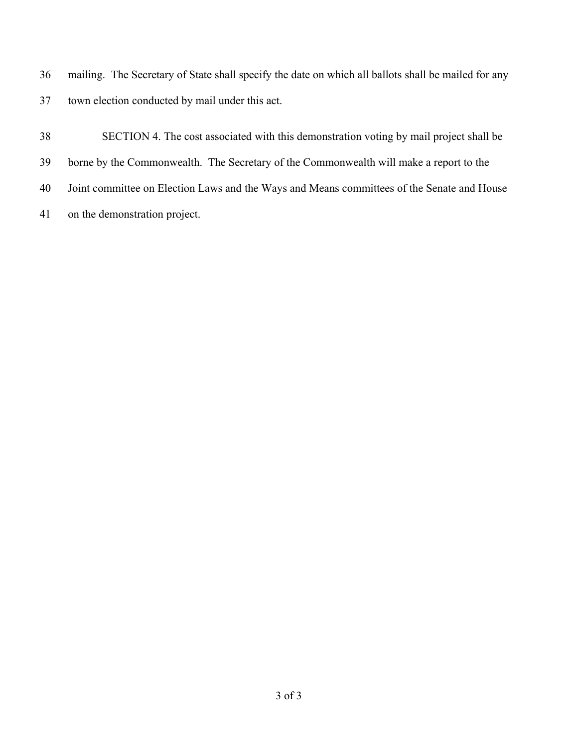mailing. The Secretary of State shall specify the date on which all ballots shall be mailed for any town election conducted by mail under this act.

SECTION 4. The cost associated with this demonstration voting by mail project shall be borne by the Commonwealth. The Secretary of the Commonwealth will make a report to the Joint committee on Election Laws and the Ways and Means committees of the Senate and House on the demonstration project.